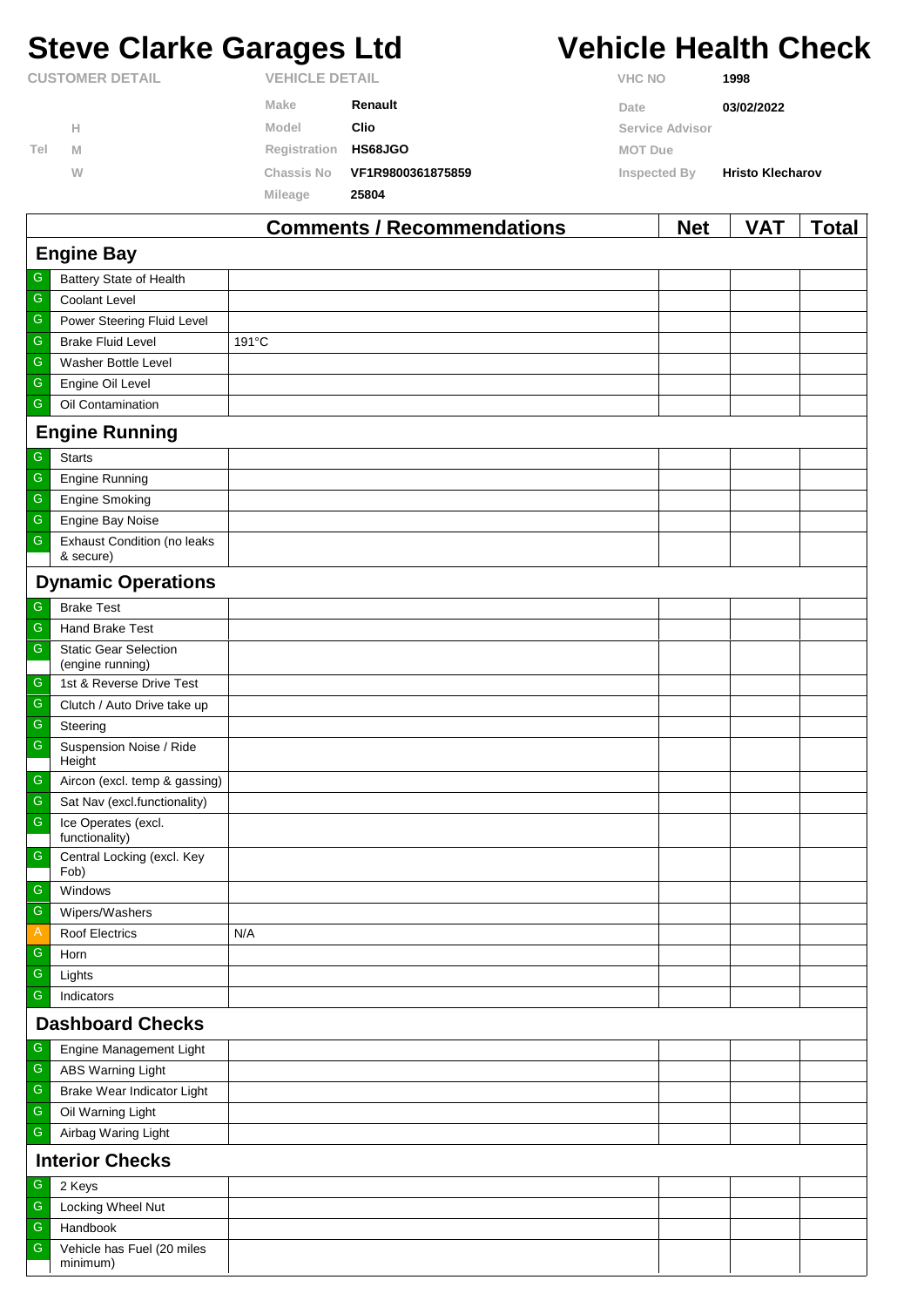# Steve Clarke Garages Ltd

# Vehicle Health Check

| CUSTOMER DETAIL | | VEHICLE DETAIL | | VHC NO | 1998 |
|---|---|---|---|---|---|
| | | Make | Renault | Date | 03/02/2022 |
| | H | Model | Clio | Service Advisor | |
| Tel | M | Registration | HS68JGO | MOT Due | |
| | W | Chassis No | VF1R9800361875859 | Inspected By | Hristo Klecharov |
| | | Mileage | 25804 | | |

| | | Comments / Recommendations | Net | VAT | Total |
|---|---|---|---|---|---|
| **Engine Bay** | | | | | |
| G | Battery State of Health | | | | |
| G | Coolant Level | | | | |
| G | Power Steering Fluid Level | | | | |
| G | Brake Fluid Level | 191°C | | | |
| G | Washer Bottle Level | | | | |
| G | Engine Oil Level | | | | |
| G | Oil Contamination | | | | |
| **Engine Running** | | | | | |
| G | Starts | | | | |
| G | Engine Running | | | | |
| G | Engine Smoking | | | | |
| G | Engine Bay Noise | | | | |
| G | Exhaust Condition (no leaks & secure) | | | | |
| **Dynamic Operations** | | | | | |
| G | Brake Test | | | | |
| G | Hand Brake Test | | | | |
| G | Static Gear Selection (engine running) | | | | |
| G | 1st & Reverse Drive Test | | | | |
| G | Clutch / Auto Drive take up | | | | |
| G | Steering | | | | |
| G | Suspension Noise / Ride Height | | | | |
| G | Aircon (excl. temp & gassing) | | | | |
| G | Sat Nav (excl.functionality) | | | | |
| G | Ice Operates (excl. functionality) | | | | |
| G | Central Locking (excl. Key Fob) | | | | |
| G | Windows | | | | |
| G | Wipers/Washers | | | | |
| A | Roof Electrics | N/A | | | |
| G | Horn | | | | |
| G | Lights | | | | |
| G | Indicators | | | | |
| **Dashboard Checks** | | | | | |
| G | Engine Management Light | | | | |
| G | ABS Warning Light | | | | |
| G | Brake Wear Indicator Light | | | | |
| G | Oil Warning Light | | | | |
| G | Airbag Waring Light | | | | |
| **Interior Checks** | | | | | |
| G | 2 Keys | | | | |
| G | Locking Wheel Nut | | | | |
| G | Handbook | | | | |
| G | Vehicle has Fuel (20 miles minimum) | | | | |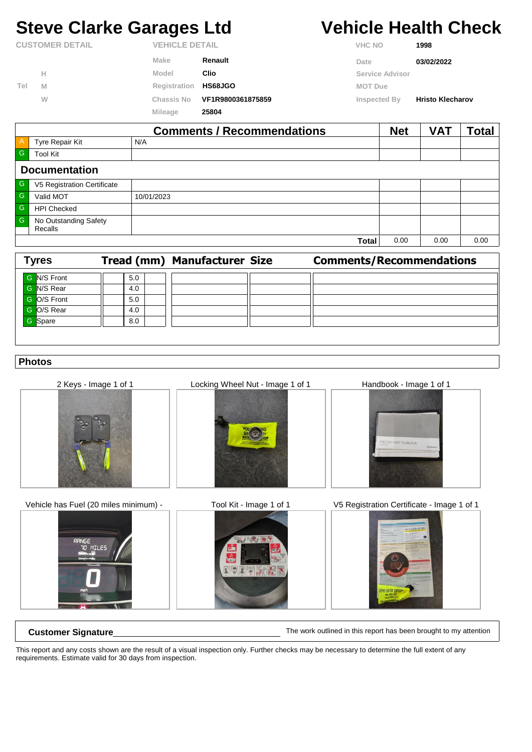# Steve Clarke Garages Ltd

# Vehicle Health Check

| CUSTOMER DETAIL | | VEHICLE DETAIL | | | |
|---|---|---|---|---|---|
| | | Make | Renault | VHC NO | 1998 |
| | H | Model | Clio | Date | 03/02/2022 |
| Tel | M | Registration | HS68JGO | Service Advisor | |
| | W | Chassis No | VF1R9800361875859 | MOT Due | |
| | | Mileage | 25804 | Inspected By | Hristo Klecharov |

| | Comments / Recommendations | | Net | VAT | Total |
|---|---|---|---|---|---|
| A | Tyre Repair Kit | N/A | | | |
| G | Tool Kit | | | | |
| **Documentation** | | | | | |
| G | V5 Registration Certificate | | | | |
| G | Valid MOT | 10/01/2023 | | | |
| G | HPI Checked | | | | |
| G | No Outstanding Safety Recalls | | | | |
| | | **Total** | 0.00 | 0.00 | 0.00 |

| Tyres | Tread (mm) | Manufacturer | Size | Comments/Recommendations |
|---|---|---|---|---|
| G N/S Front | 5.0 | | | |
| G N/S Rear | 4.0 | | | |
| G O/S Front | 5.0 | | | |
| G O/S Rear | 4.0 | | | |
| G Spare | 8.0 | | | |

## Photos

2 Keys - Image 1 of 1

Locking Wheel Nut - Image 1 of 1

Handbook - Image 1 of 1

Vehicle has Fuel (20 miles minimum) -

Tool Kit - Image 1 of 1

V5 Registration Certificate - Image 1 of 1

**Customer Signature**\_\_\_\_\_\_\_\_\_\_\_\_\_\_\_\_\_\_\_\_\_\_\_\_\_\_\_\_\_\_\_\_\_\_\_\_ The work outlined in this report has been brought to my attention

This report and any costs shown are the result of a visual inspection only. Further checks may be necessary to determine the full extent of any requirements. Estimate valid for 30 days from inspection.